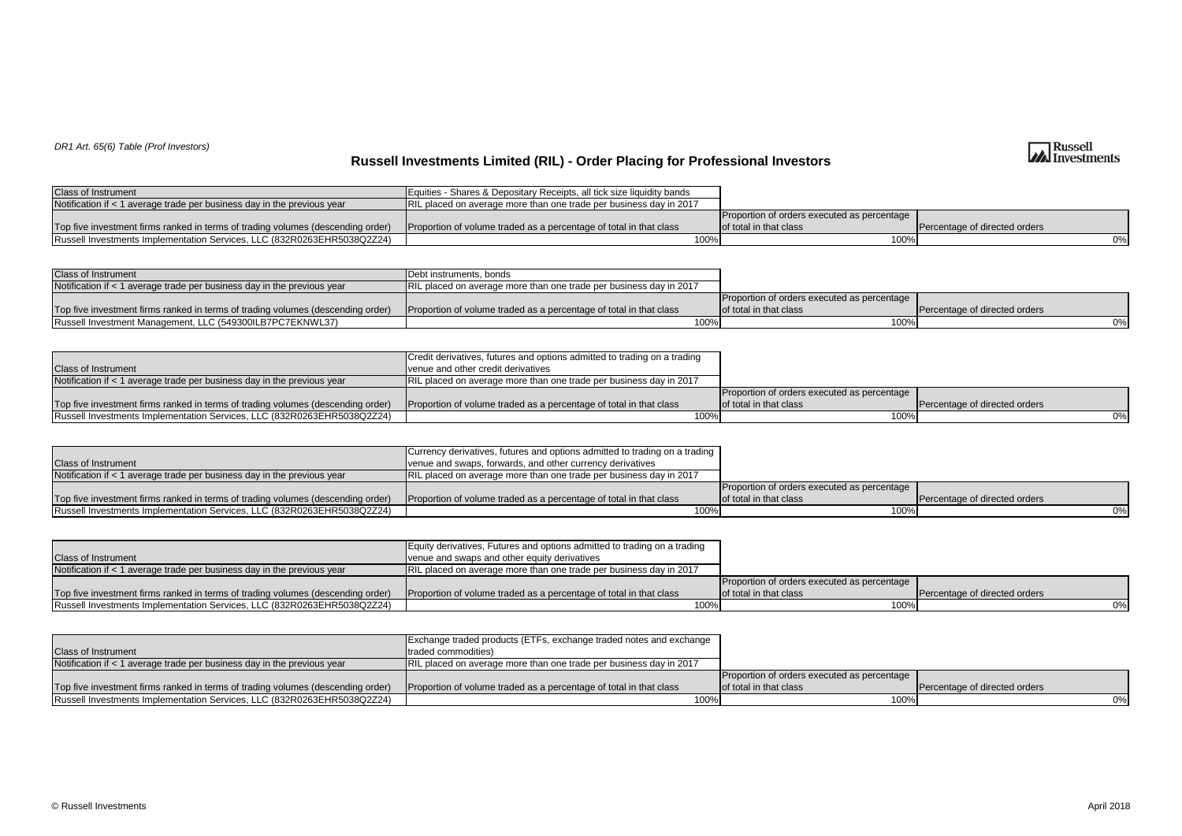*DR1 Art. 65(6) Table (Prof Investors)*

## Russell Investments Limited (RIL) - Order Placing for Professional Investors

Russell Investments

| | | | |
|---|---|---|---|
| Class of Instrument | Equities - Shares & Depositary Receipts, all tick size liquidity bands | | |
| Notification if < 1 average trade per business day in the previous year | RIL placed on average more than one trade per business day in 2017 | | |
| Top five investment firms ranked in terms of trading volumes (descending order) | Proportion of volume traded as a percentage of total in that class | Proportion of orders executed as percentage of total in that class | Percentage of directed orders |
| Russell Investments Implementation Services, LLC (832R0263EHR5038Q2Z24) | 100% | 100% | 0% |

| | | | |
|---|---|---|---|
| Class of Instrument | Debt instruments, bonds | | |
| Notification if < 1 average trade per business day in the previous year | RIL placed on average more than one trade per business day in 2017 | | |
| Top five investment firms ranked in terms of trading volumes (descending order) | Proportion of volume traded as a percentage of total in that class | Proportion of orders executed as percentage of total in that class | Percentage of directed orders |
| Russell Investment Management, LLC (549300ILB7PC7EKNWL37) | 100% | 100% | 0% |

| | | | |
|---|---|---|---|
| Class of Instrument | Credit derivatives, futures and options admitted to trading on a trading venue and other credit derivatives | | |
| Notification if < 1 average trade per business day in the previous year | RIL placed on average more than one trade per business day in 2017 | | |
| Top five investment firms ranked in terms of trading volumes (descending order) | Proportion of volume traded as a percentage of total in that class | Proportion of orders executed as percentage of total in that class | Percentage of directed orders |
| Russell Investments Implementation Services, LLC (832R0263EHR5038Q2Z24) | 100% | 100% | 0% |

| | | | |
|---|---|---|---|
| Class of Instrument | Currency derivatives, futures and options admitted to trading on a trading venue and swaps, forwards, and other currency derivatives | | |
| Notification if < 1 average trade per business day in the previous year | RIL placed on average more than one trade per business day in 2017 | | |
| Top five investment firms ranked in terms of trading volumes (descending order) | Proportion of volume traded as a percentage of total in that class | Proportion of orders executed as percentage of total in that class | Percentage of directed orders |
| Russell Investments Implementation Services, LLC (832R0263EHR5038Q2Z24) | 100% | 100% | 0% |

| | | | |
|---|---|---|---|
| Class of Instrument | Equity derivatives, Futures and options admitted to trading on a trading venue and swaps and other equity derivatives | | |
| Notification if < 1 average trade per business day in the previous year | RIL placed on average more than one trade per business day in 2017 | | |
| Top five investment firms ranked in terms of trading volumes (descending order) | Proportion of volume traded as a percentage of total in that class | Proportion of orders executed as percentage of total in that class | Percentage of directed orders |
| Russell Investments Implementation Services, LLC (832R0263EHR5038Q2Z24) | 100% | 100% | 0% |

| | | | |
|---|---|---|---|
| Class of Instrument | Exchange traded products (ETFs, exchange traded notes and exchange traded commodities) | | |
| Notification if < 1 average trade per business day in the previous year | RIL placed on average more than one trade per business day in 2017 | | |
| Top five investment firms ranked in terms of trading volumes (descending order) | Proportion of volume traded as a percentage of total in that class | Proportion of orders executed as percentage of total in that class | Percentage of directed orders |
| Russell Investments Implementation Services, LLC (832R0263EHR5038Q2Z24) | 100% | 100% | 0% |

© Russell Investments

April 2018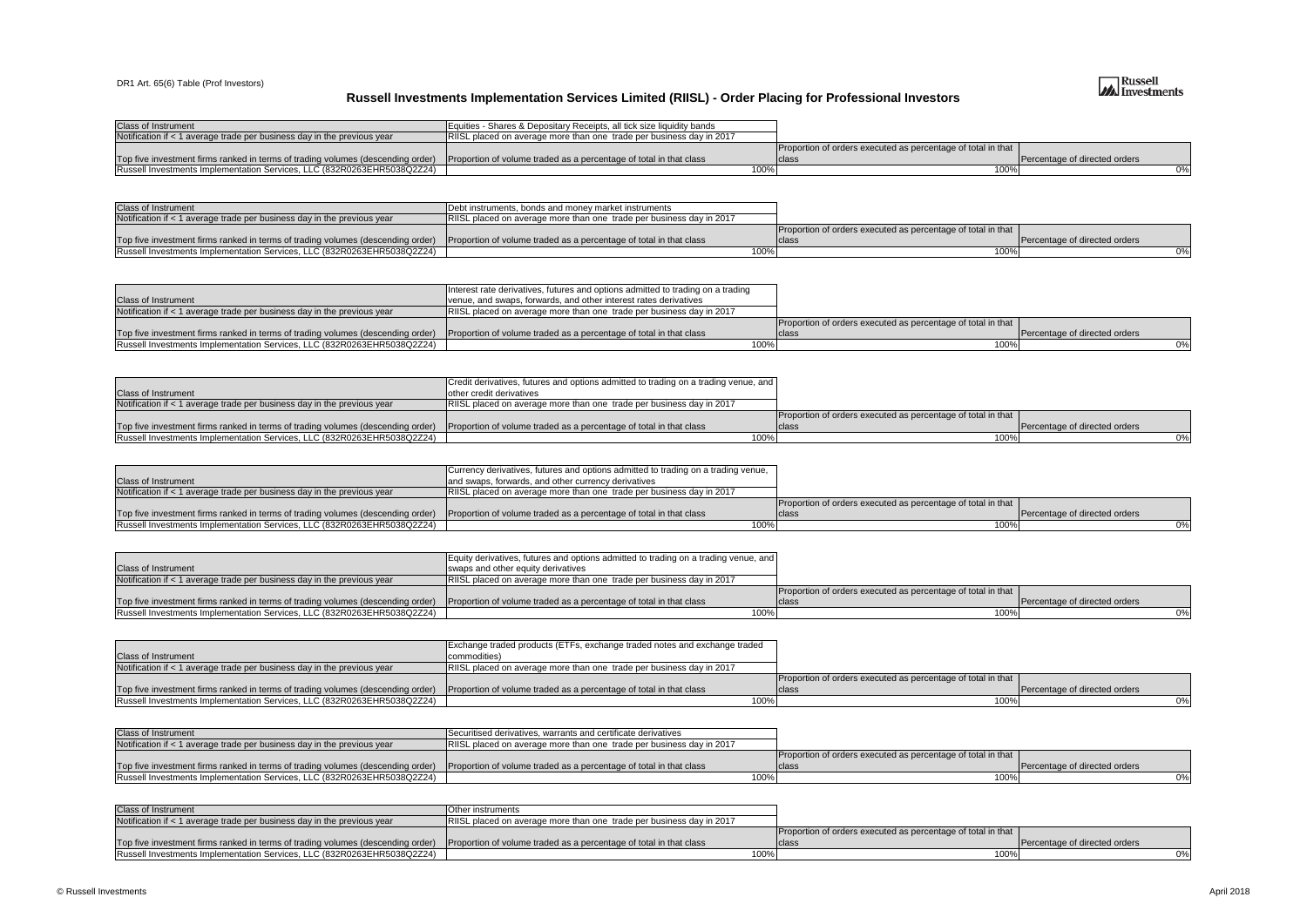DR1 Art. 65(6) Table (Prof Investors)

# Russell Investments Implementation Services Limited (RIISL) - Order Placing for Professional Investors

| Class of Instrument | Equities - Shares & Depositary Receipts, all tick size liquidity bands | | |
|---|---|---|---|
| Notification if < 1 average trade per business day in the previous year | RIISL placed on average more than one trade per business day in 2017 | | |
| Top five investment firms ranked in terms of trading volumes (descending order) | Proportion of volume traded as a percentage of total in that class | Proportion of orders executed as percentage of total in that class | Percentage of directed orders |
| Russell Investments Implementation Services, LLC (832R0263EHR5038Q2Z24) | 100% | 100% | 0% |

| Class of Instrument | Debt instruments, bonds and money market instruments | | |
|---|---|---|---|
| Notification if < 1 average trade per business day in the previous year | RIISL placed on average more than one trade per business day in 2017 | | |
| Top five investment firms ranked in terms of trading volumes (descending order) | Proportion of volume traded as a percentage of total in that class | Proportion of orders executed as percentage of total in that class | Percentage of directed orders |
| Russell Investments Implementation Services, LLC (832R0263EHR5038Q2Z24) | 100% | 100% | 0% |

| Class of Instrument | Interest rate derivatives, futures and options admitted to trading on a trading venue, and swaps, forwards, and other interest rates derivatives | | |
|---|---|---|---|
| Notification if < 1 average trade per business day in the previous year | RIISL placed on average more than one trade per business day in 2017 | | |
| Top five investment firms ranked in terms of trading volumes (descending order) | Proportion of volume traded as a percentage of total in that class | Proportion of orders executed as percentage of total in that class | Percentage of directed orders |
| Russell Investments Implementation Services, LLC (832R0263EHR5038Q2Z24) | 100% | 100% | 0% |

| Class of Instrument | Credit derivatives, futures and options admitted to trading on a trading venue, and other credit derivatives | | |
|---|---|---|---|
| Notification if < 1 average trade per business day in the previous year | RIISL placed on average more than one trade per business day in 2017 | | |
| Top five investment firms ranked in terms of trading volumes (descending order) | Proportion of volume traded as a percentage of total in that class | Proportion of orders executed as percentage of total in that class | Percentage of directed orders |
| Russell Investments Implementation Services, LLC (832R0263EHR5038Q2Z24) | 100% | 100% | 0% |

| Class of Instrument | Currency derivatives, futures and options admitted to trading on a trading venue, and swaps, forwards, and other currency derivatives | | |
|---|---|---|---|
| Notification if < 1 average trade per business day in the previous year | RIISL placed on average more than one trade per business day in 2017 | | |
| Top five investment firms ranked in terms of trading volumes (descending order) | Proportion of volume traded as a percentage of total in that class | Proportion of orders executed as percentage of total in that class | Percentage of directed orders |
| Russell Investments Implementation Services, LLC (832R0263EHR5038Q2Z24) | 100% | 100% | 0% |

| Class of Instrument | Equity derivatives, futures and options admitted to trading on a trading venue, and swaps and other equity derivatives | | |
|---|---|---|---|
| Notification if < 1 average trade per business day in the previous year | RIISL placed on average more than one trade per business day in 2017 | | |
| Top five investment firms ranked in terms of trading volumes (descending order) | Proportion of volume traded as a percentage of total in that class | Proportion of orders executed as percentage of total in that class | Percentage of directed orders |
| Russell Investments Implementation Services, LLC (832R0263EHR5038Q2Z24) | 100% | 100% | 0% |

| Class of Instrument | Exchange traded products (ETFs, exchange traded notes and exchange traded commodities) | | |
|---|---|---|---|
| Notification if < 1 average trade per business day in the previous year | RIISL placed on average more than one trade per business day in 2017 | | |
| Top five investment firms ranked in terms of trading volumes (descending order) | Proportion of volume traded as a percentage of total in that class | Proportion of orders executed as percentage of total in that class | Percentage of directed orders |
| Russell Investments Implementation Services, LLC (832R0263EHR5038Q2Z24) | 100% | 100% | 0% |

| Class of Instrument | Securitised derivatives, warrants and certificate derivatives | | |
|---|---|---|---|
| Notification if < 1 average trade per business day in the previous year | RIISL placed on average more than one trade per business day in 2017 | | |
| Top five investment firms ranked in terms of trading volumes (descending order) | Proportion of volume traded as a percentage of total in that class | Proportion of orders executed as percentage of total in that class | Percentage of directed orders |
| Russell Investments Implementation Services, LLC (832R0263EHR5038Q2Z24) | 100% | 100% | 0% |

| Class of Instrument | Other instruments | | |
|---|---|---|---|
| Notification if < 1 average trade per business day in the previous year | RIISL placed on average more than one trade per business day in 2017 | | |
| Top five investment firms ranked in terms of trading volumes (descending order) | Proportion of volume traded as a percentage of total in that class | Proportion of orders executed as percentage of total in that class | Percentage of directed orders |
| Russell Investments Implementation Services, LLC (832R0263EHR5038Q2Z24) | 100% | 100% | 0% |

© Russell Investments

April 2018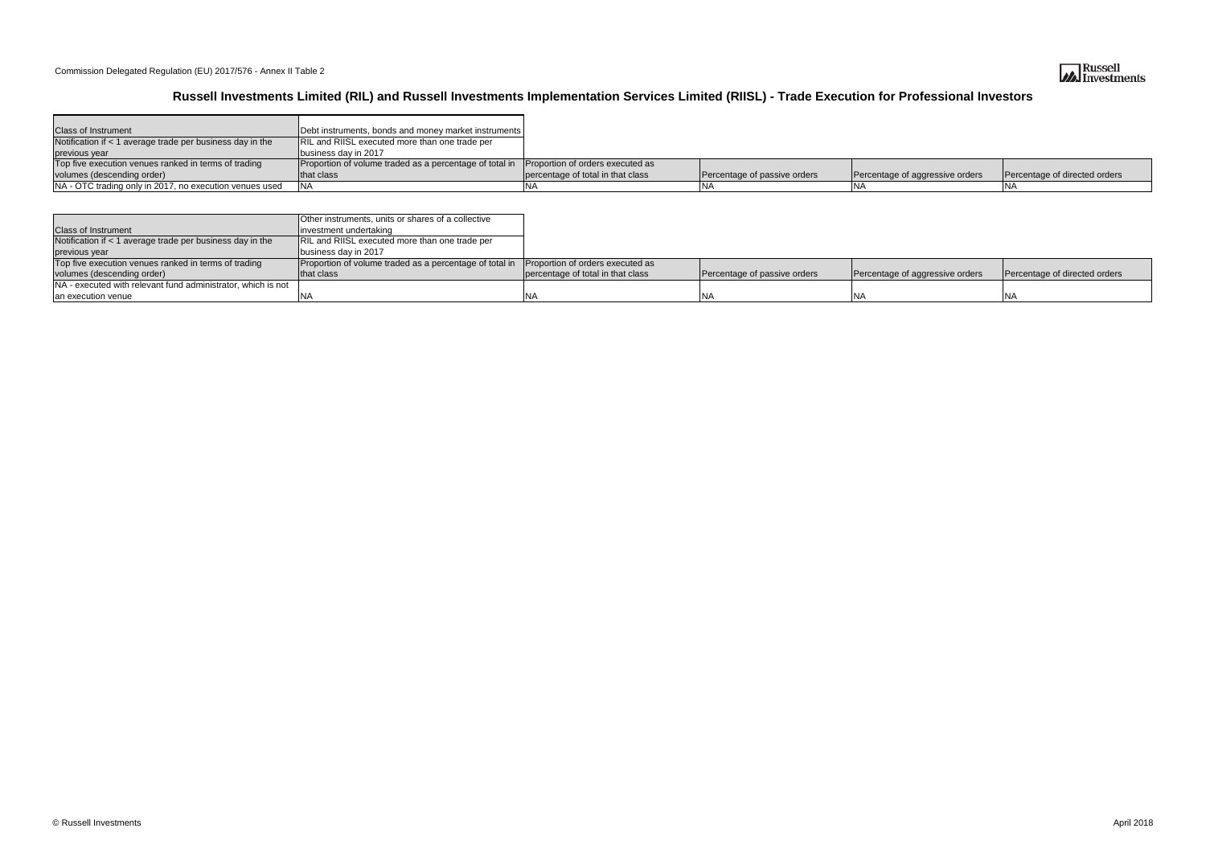Commission Delegated Regulation (EU) 2017/576 - Annex II Table 2

# Russell Investments Limited (RIL) and Russell Investments Implementation Services Limited (RIISL) - Trade Execution for Professional Investors

| | | | | | |
|---|---|---|---|---|---|
| Class of Instrument | Debt instruments, bonds and money market instruments | | | | |
| Notification if < 1 average trade per business day in the previous year | RIL and RIISL executed more than one trade per business day in 2017 | | | | |
| Top five execution venues ranked in terms of trading volumes (descending order) | Proportion of volume traded as a percentage of total in that class | Proportion of orders executed as percentage of total in that class | Percentage of passive orders | Percentage of aggressive orders | Percentage of directed orders |
| NA - OTC trading only in 2017, no execution venues used | NA | NA | NA | NA | NA |

| | | | | | |
|---|---|---|---|---|---|
| Class of Instrument | Other instruments, units or shares of a collective investment undertaking | | | | |
| Notification if < 1 average trade per business day in the previous year | RIL and RIISL executed more than one trade per business day in 2017 | | | | |
| Top five execution venues ranked in terms of trading volumes (descending order) | Proportion of volume traded as a percentage of total in that class | Proportion of orders executed as percentage of total in that class | Percentage of passive orders | Percentage of aggressive orders | Percentage of directed orders |
| NA - executed with relevant fund administrator, which is not an execution venue | NA | NA | NA | NA | NA |

© Russell Investments

April 2018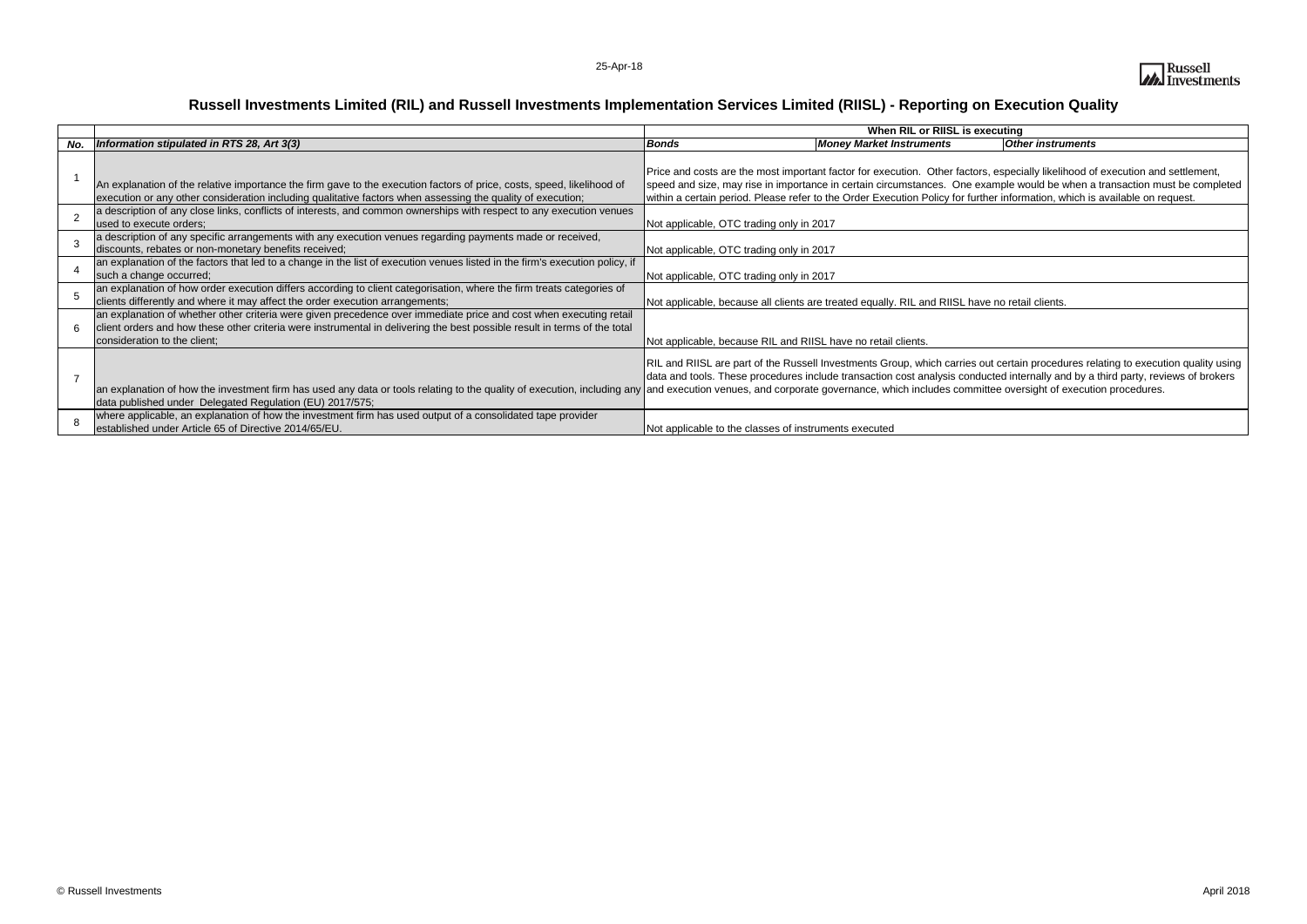25-Apr-18

# Russell Investments Limited (RIL) and Russell Investments Implementation Services Limited (RIISL) - Reporting on Execution Quality

| | | When RIL or RIISL is executing | | |
|---|---|---|---|---|
| ***No.*** | ***Information stipulated in RTS 28, Art 3(3)*** | ***Bonds*** | ***Money Market Instruments*** | ***Other instruments*** |
| 1 | An explanation of the relative importance the firm gave to the execution factors of price, costs, speed, likelihood of execution or any other consideration including qualitative factors when assessing the quality of execution; | Price and costs are the most important factor for execution. Other factors, especially likelihood of execution and settlement, speed and size, may rise in importance in certain circumstances. One example would be when a transaction must be completed within a certain period. Please refer to the Order Execution Policy for further information, which is available on request. | | |
| 2 | a description of any close links, conflicts of interests, and common ownerships with respect to any execution venues used to execute orders; | Not applicable, OTC trading only in 2017 | | |
| 3 | a description of any specific arrangements with any execution venues regarding payments made or received, discounts, rebates or non-monetary benefits received; | Not applicable, OTC trading only in 2017 | | |
| 4 | an explanation of the factors that led to a change in the list of execution venues listed in the firm's execution policy, if such a change occurred; | Not applicable, OTC trading only in 2017 | | |
| 5 | an explanation of how order execution differs according to client categorisation, where the firm treats categories of clients differently and where it may affect the order execution arrangements; | Not applicable, because all clients are treated equally. RIL and RIISL have no retail clients. | | |
| 6 | an explanation of whether other criteria were given precedence over immediate price and cost when executing retail client orders and how these other criteria were instrumental in delivering the best possible result in terms of the total consideration to the client; | Not applicable, because RIL and RIISL have no retail clients. | | |
| 7 | an explanation of how the investment firm has used any data or tools relating to the quality of execution, including any data published under Delegated Regulation (EU) 2017/575; | RIL and RIISL are part of the Russell Investments Group, which carries out certain procedures relating to execution quality using data and tools. These procedures include transaction cost analysis conducted internally and by a third party, reviews of brokers and execution venues, and corporate governance, which includes committee oversight of execution procedures. | | |
| 8 | where applicable, an explanation of how the investment firm has used output of a consolidated tape provider established under Article 65 of Directive 2014/65/EU. | Not applicable to the classes of instruments executed | | |

© Russell Investments

April 2018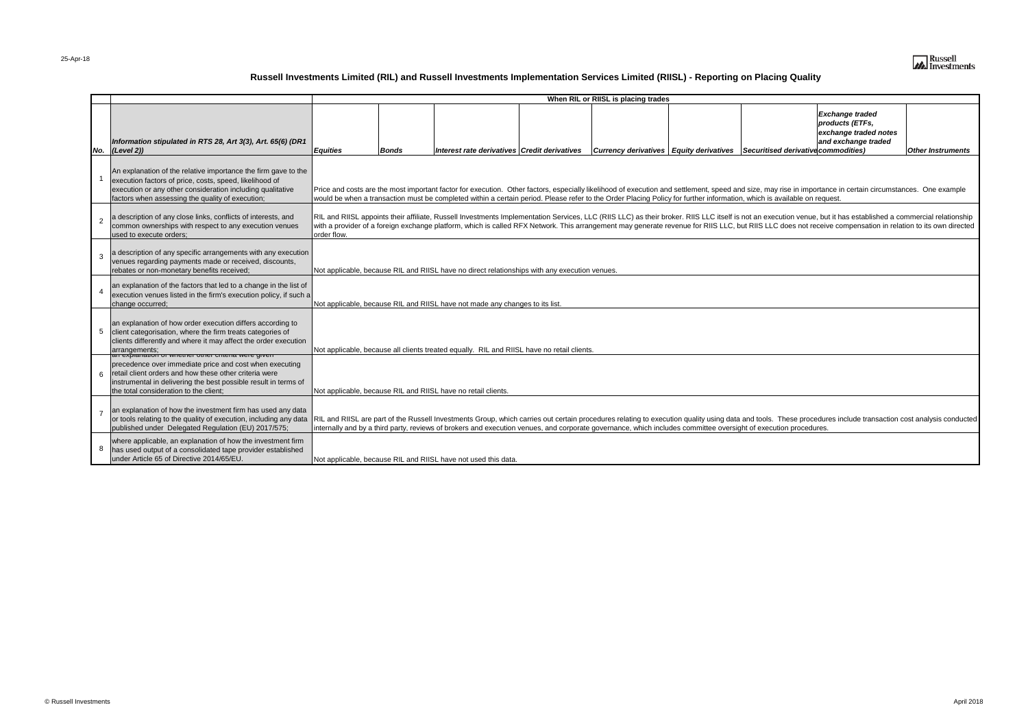25-Apr-18

# Russell Investments Limited (RIL) and Russell Investments Implementation Services Limited (RIISL) - Reporting on Placing Quality

| No. | *Information stipulated in RTS 28, Art 3(3), Art. 65(6) (DR1 (Level 2))* | When RIL or RIISL is placing trades | | | | | | | | |
|---|---|---|---|---|---|---|---|---|---|---|
| | | *Equities* | *Bonds* | *Interest rate derivatives* | *Credit derivatives* | *Currency derivatives* | *Equity derivatives* | *Securitised derivative* | *Exchange traded products (ETFs, exchange traded notes and exchange traded commodities)* | *Other Instruments* |
| 1 | An explanation of the relative importance the firm gave to the execution factors of price, costs, speed, likelihood of execution or any other consideration including qualitative factors when assessing the quality of execution; | Price and costs are the most important factor for execution. Other factors, especially likelihood of execution and settlement, speed and size, may rise in importance in certain circumstances. One example would be when a transaction must be completed within a certain period. Please refer to the Order Placing Policy for further information, which is available on request. | | | | | | | | |
| 2 | a description of any close links, conflicts of interests, and common ownerships with respect to any execution venues used to execute orders; | RIL and RIISL appoints their affiliate, Russell Investments Implementation Services, LLC (RIIS LLC) as their broker. RIIS LLC itself is not an execution venue, but it has established a commercial relationship with a provider of a foreign exchange platform, which is called RFX Network. This arrangement may generate revenue for RIIS LLC, but RIIS LLC does not receive compensation in relation to its own directed order flow. | | | | | | | | |
| 3 | a description of any specific arrangements with any execution venues regarding payments made or received, discounts, rebates or non-monetary benefits received; | Not applicable, because RIL and RIISL have no direct relationships with any execution venues. | | | | | | | | |
| 4 | an explanation of the factors that led to a change in the list of execution venues listed in the firm's execution policy, if such a change occurred; | Not applicable, because RIL and RIISL have not made any changes to its list. | | | | | | | | |
| 5 | an explanation of how order execution differs according to client categorisation, where the firm treats categories of clients differently and where it may affect the order execution arrangements; | Not applicable, because all clients treated equally. RIL and RIISL have no retail clients. | | | | | | | | |
| 6 | an explanation of whether other criteria were given precedence over immediate price and cost when executing retail client orders and how these other criteria were instrumental in delivering the best possible result in terms of the total consideration to the client; | Not applicable, because RIL and RIISL have no retail clients. | | | | | | | | |
| 7 | an explanation of how the investment firm has used any data or tools relating to the quality of execution, including any data published under Delegated Regulation (EU) 2017/575; | RIL and RIISL are part of the Russell Investments Group, which carries out certain procedures relating to execution quality using data and tools. These procedures include transaction cost analysis conducted internally and by a third party, reviews of brokers and execution venues, and corporate governance, which includes committee oversight of execution procedures. | | | | | | | | |
| 8 | where applicable, an explanation of how the investment firm has used output of a consolidated tape provider established under Article 65 of Directive 2014/65/EU. | Not applicable, because RIL and RIISL have not used this data. | | | | | | | | |

© Russell Investments

April 2018